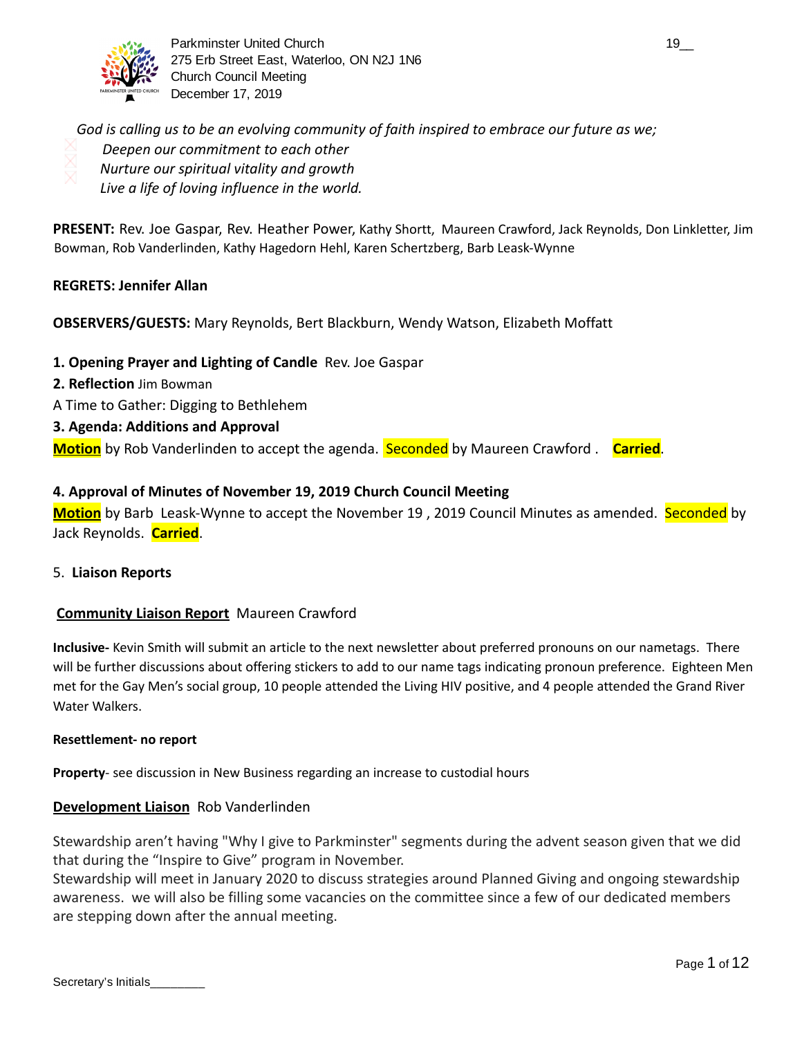Parkminster United Church
275 Erb Street East, Waterloo, ON N2J 1N6
Church Council Meeting
December 17, 2019

*God is calling us to be an evolving community of faith inspired to embrace our future as we;*

- *Deepen our commitment to each other*
- *Nurture our spiritual vitality and growth*
- *Live a life of loving influence in the world.*

**PRESENT:** Rev. Joe Gaspar, Rev. Heather Power, Kathy Shortt, Maureen Crawford, Jack Reynolds, Don Linkletter, Jim Bowman, Rob Vanderlinden, Kathy Hagedorn Hehl, Karen Schertzberg, Barb Leask-Wynne

**REGRETS: Jennifer Allan**

**OBSERVERS/GUESTS:** Mary Reynolds, Bert Blackburn, Wendy Watson, Elizabeth Moffatt

**1. Opening Prayer and Lighting of Candle** Rev. Joe Gaspar

**2. Reflection** Jim Bowman

A Time to Gather: Digging to Bethlehem

**3. Agenda: Additions and Approval**

**Motion** by Rob Vanderlinden to accept the agenda. Seconded by Maureen Crawford . **Carried**.

**4. Approval of Minutes of November 19, 2019 Church Council Meeting**

**Motion** by Barb Leask-Wynne to accept the November 19 , 2019 Council Minutes as amended. Seconded by Jack Reynolds. **Carried**.

5. **Liaison Reports**

**Community Liaison Report** Maureen Crawford

**Inclusive-** Kevin Smith will submit an article to the next newsletter about preferred pronouns on our nametags. There will be further discussions about offering stickers to add to our name tags indicating pronoun preference. Eighteen Men met for the Gay Men's social group, 10 people attended the Living HIV positive, and 4 people attended the Grand River Water Walkers.

**Resettlement- no report**

**Property**- see discussion in New Business regarding an increase to custodial hours

**Development Liaison** Rob Vanderlinden

Stewardship aren't having "Why I give to Parkminster" segments during the advent season given that we did that during the "Inspire to Give" program in November.

Stewardship will meet in January 2020 to discuss strategies around Planned Giving and ongoing stewardship awareness. we will also be filling some vacancies on the committee since a few of our dedicated members are stepping down after the annual meeting.

Secretary's Initials________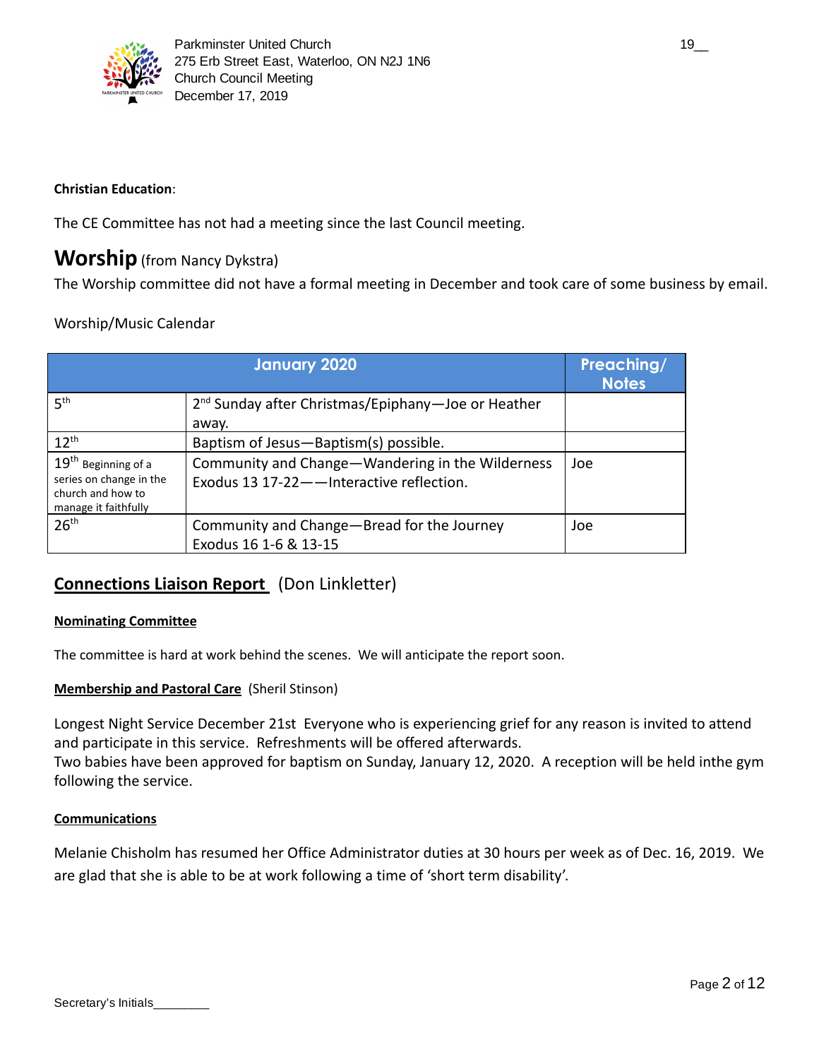**Christian Education**:

The CE Committee has not had a meeting since the last Council meeting.

# Worship (from Nancy Dykstra)

The Worship committee did not have a formal meeting in December and took care of some business by email.

Worship/Music Calendar

| January 2020 | | Preaching/ Notes |
|---|---|---|
| 5th | 2nd Sunday after Christmas/Epiphany—Joe or Heather away. | |
| 12th | Baptism of Jesus—Baptism(s) possible. | |
| 19th Beginning of a series on change in the church and how to manage it faithfully | Community and Change—Wandering in the Wilderness Exodus 13 17-22——Interactive reflection. | Joe |
| 26th | Community and Change—Bread for the Journey Exodus 16 1-6 & 13-15 | Joe |

## Connections Liaison Report (Don Linkletter)

**Nominating Committee**

The committee is hard at work behind the scenes. We will anticipate the report soon.

**Membership and Pastoral Care** (Sheril Stinson)

Longest Night Service December 21st Everyone who is experiencing grief for any reason is invited to attend and participate in this service. Refreshments will be offered afterwards.
Two babies have been approved for baptism on Sunday, January 12, 2020. A reception will be held inthe gym following the service.

**Communications**

Melanie Chisholm has resumed her Office Administrator duties at 30 hours per week as of Dec. 16, 2019. We are glad that she is able to be at work following a time of 'short term disability'.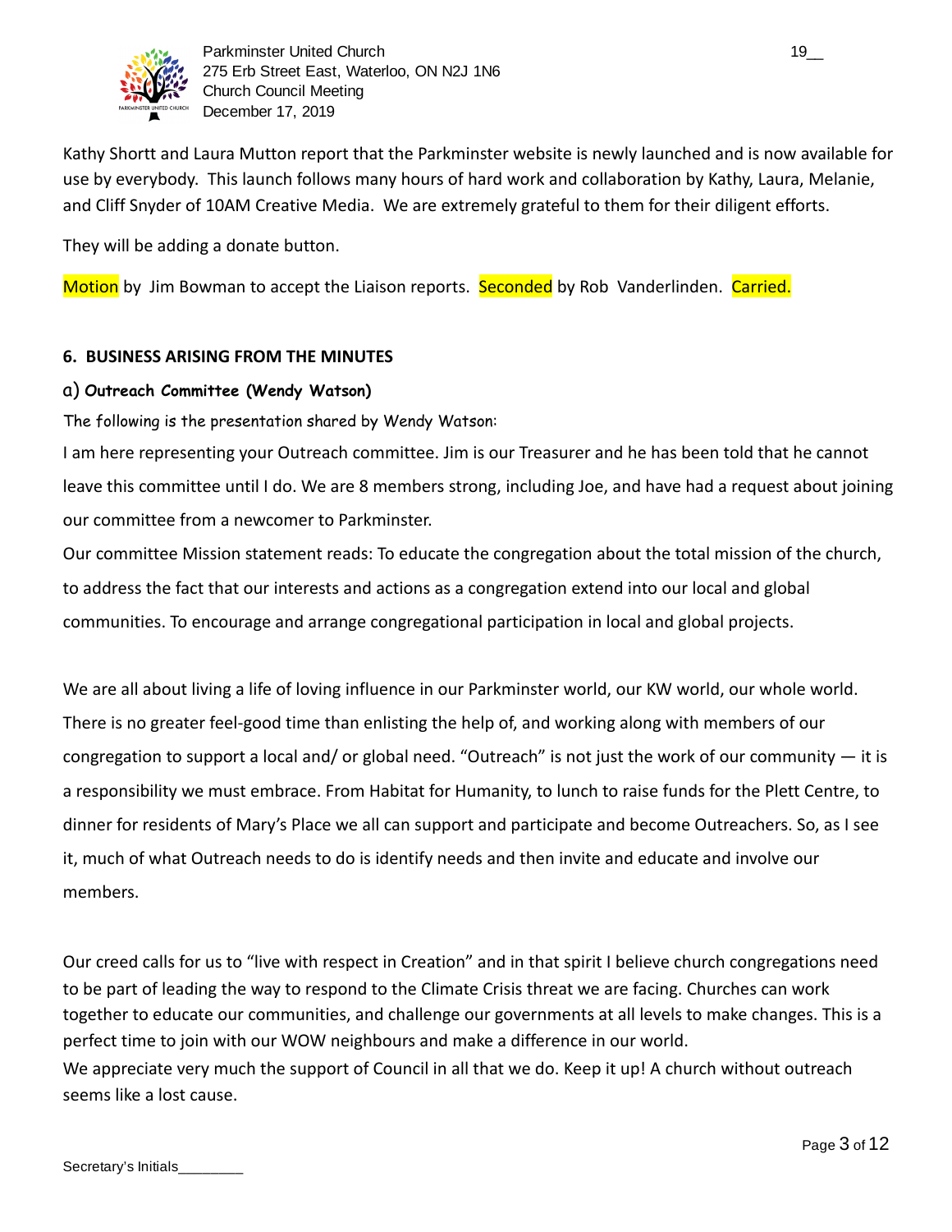Kathy Shortt and Laura Mutton report that the Parkminster website is newly launched and is now available for use by everybody. This launch follows many hours of hard work and collaboration by Kathy, Laura, Melanie, and Cliff Snyder of 10AM Creative Media. We are extremely grateful to them for their diligent efforts.

They will be adding a donate button.

Motion by Jim Bowman to accept the Liaison reports. Seconded by Rob Vanderlinden. Carried.

**6. BUSINESS ARISING FROM THE MINUTES**

**a) Outreach Committee (Wendy Watson)**

The following is the presentation shared by Wendy Watson:

I am here representing your Outreach committee. Jim is our Treasurer and he has been told that he cannot leave this committee until I do. We are 8 members strong, including Joe, and have had a request about joining our committee from a newcomer to Parkminster.

Our committee Mission statement reads: To educate the congregation about the total mission of the church, to address the fact that our interests and actions as a congregation extend into our local and global communities. To encourage and arrange congregational participation in local and global projects.

We are all about living a life of loving influence in our Parkminster world, our KW world, our whole world. There is no greater feel-good time than enlisting the help of, and working along with members of our congregation to support a local and/ or global need. "Outreach" is not just the work of our community — it is a responsibility we must embrace. From Habitat for Humanity, to lunch to raise funds for the Plett Centre, to dinner for residents of Mary's Place we all can support and participate and become Outreachers. So, as I see it, much of what Outreach needs to do is identify needs and then invite and educate and involve our members.

Our creed calls for us to "live with respect in Creation" and in that spirit I believe church congregations need to be part of leading the way to respond to the Climate Crisis threat we are facing. Churches can work together to educate our communities, and challenge our governments at all levels to make changes. This is a perfect time to join with our WOW neighbours and make a difference in our world.

We appreciate very much the support of Council in all that we do. Keep it up! A church without outreach seems like a lost cause.

Secretary's Initials________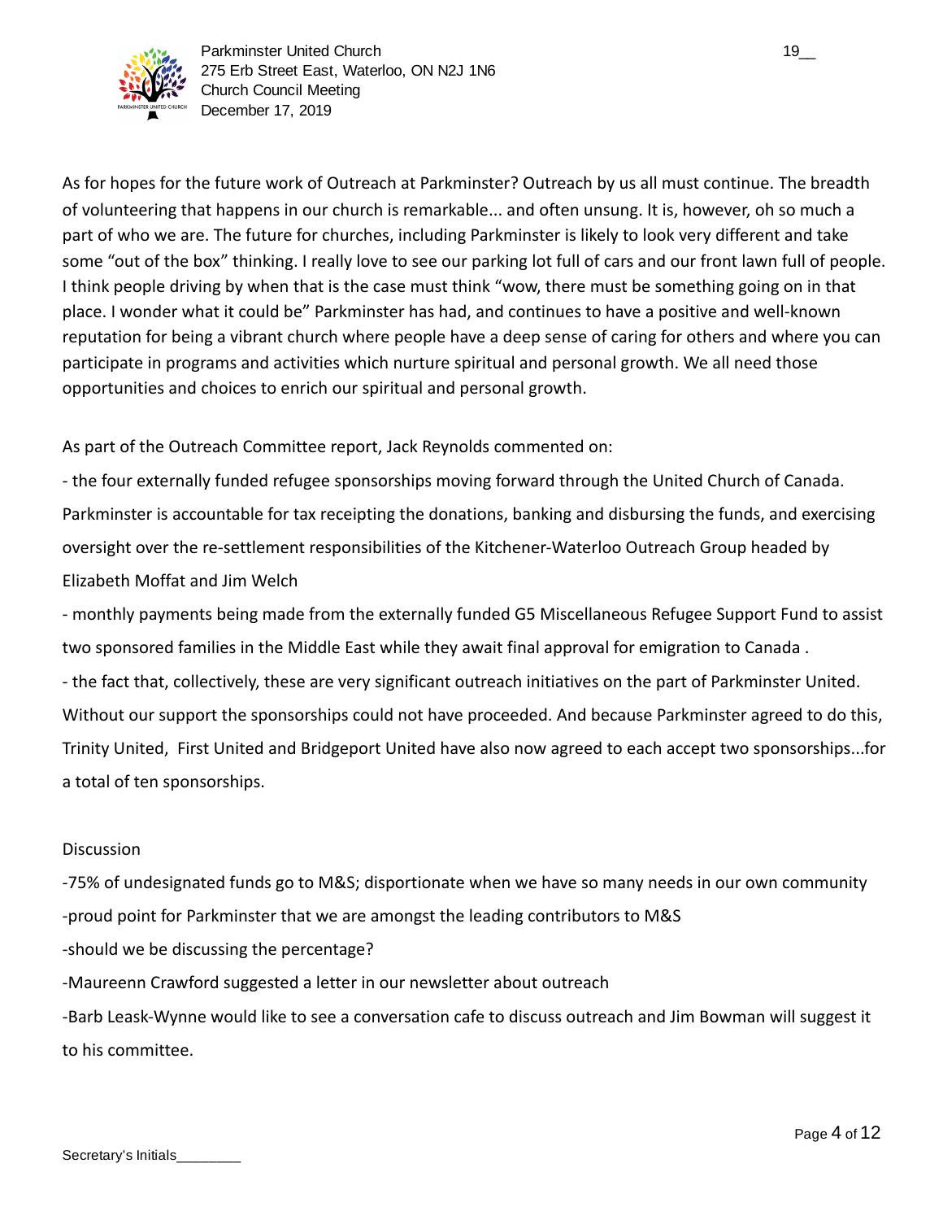As for hopes for the future work of Outreach at Parkminster? Outreach by us all must continue. The breadth of volunteering that happens in our church is remarkable... and often unsung. It is, however, oh so much a part of who we are. The future for churches, including Parkminster is likely to look very different and take some "out of the box" thinking. I really love to see our parking lot full of cars and our front lawn full of people. I think people driving by when that is the case must think "wow, there must be something going on in that place. I wonder what it could be" Parkminster has had, and continues to have a positive and well-known reputation for being a vibrant church where people have a deep sense of caring for others and where you can participate in programs and activities which nurture spiritual and personal growth. We all need those opportunities and choices to enrich our spiritual and personal growth.

As part of the Outreach Committee report, Jack Reynolds commented on:

- the four externally funded refugee sponsorships moving forward through the United Church of Canada. Parkminster is accountable for tax receipting the donations, banking and disbursing the funds, and exercising oversight over the re-settlement responsibilities of the Kitchener-Waterloo Outreach Group headed by Elizabeth Moffat and Jim Welch
- monthly payments being made from the externally funded G5 Miscellaneous Refugee Support Fund to assist two sponsored families in the Middle East while they await final approval for emigration to Canada .
- the fact that, collectively, these are very significant outreach initiatives on the part of Parkminster United. Without our support the sponsorships could not have proceeded. And because Parkminster agreed to do this, Trinity United, First United and Bridgeport United have also now agreed to each accept two sponsorships...for a total of ten sponsorships.

Discussion

-75% of undesignated funds go to M&S; disportionate when we have so many needs in our own community
-proud point for Parkminster that we are amongst the leading contributors to M&S
-should we be discussing the percentage?
-Maureenn Crawford suggested a letter in our newsletter about outreach
-Barb Leask-Wynne would like to see a conversation cafe to discuss outreach and Jim Bowman will suggest it to his committee.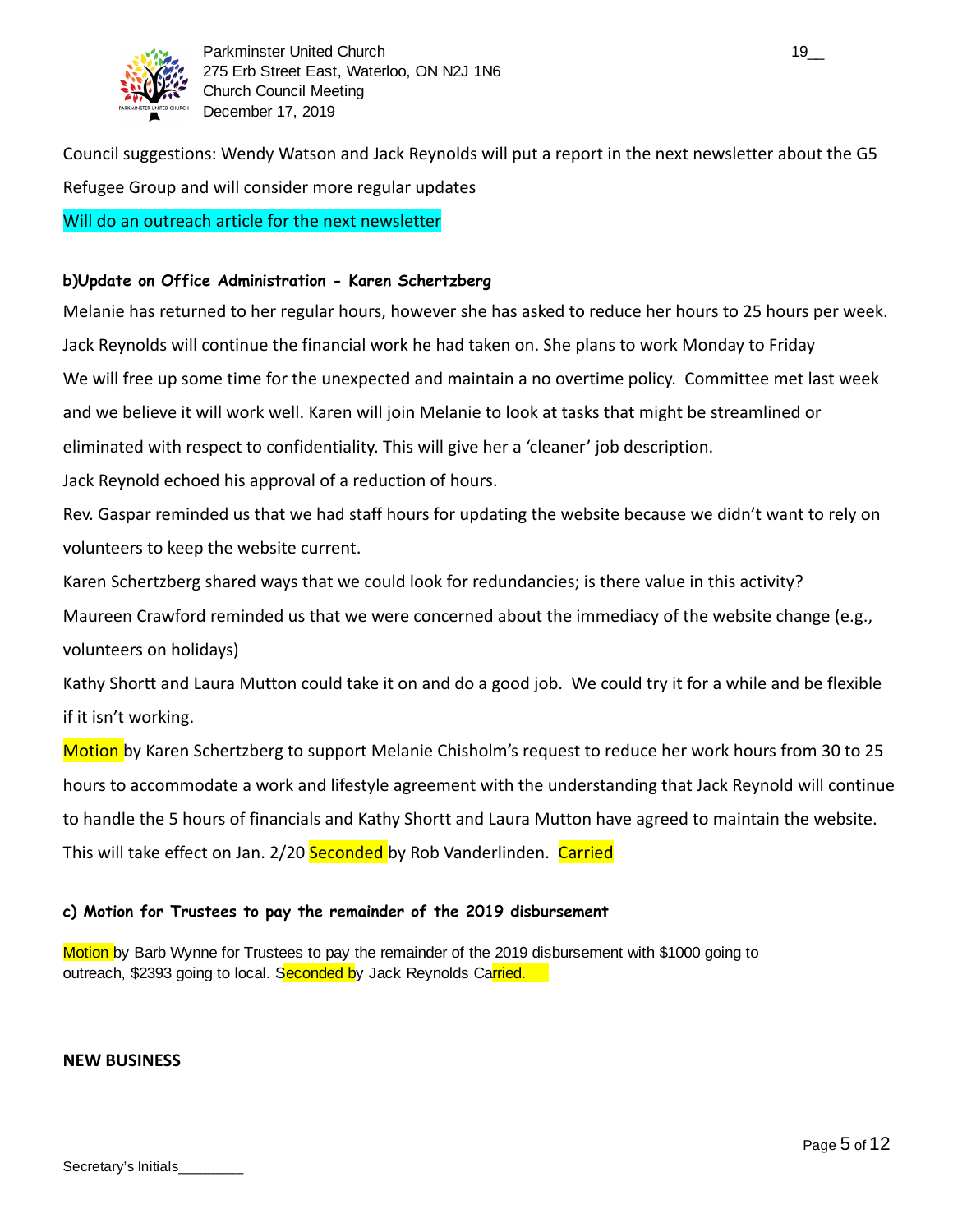Council suggestions: Wendy Watson and Jack Reynolds will put a report in the next newsletter about the G5 Refugee Group and will consider more regular updates

Will do an outreach article for the next newsletter

**b)Update on Office Administration - Karen Schertzberg**

Melanie has returned to her regular hours, however she has asked to reduce her hours to 25 hours per week. Jack Reynolds will continue the financial work he had taken on. She plans to work Monday to Friday

We will free up some time for the unexpected and maintain a no overtime policy. Committee met last week and we believe it will work well. Karen will join Melanie to look at tasks that might be streamlined or eliminated with respect to confidentiality. This will give her a 'cleaner' job description.

Jack Reynold echoed his approval of a reduction of hours.

Rev. Gaspar reminded us that we had staff hours for updating the website because we didn't want to rely on volunteers to keep the website current.

Karen Schertzberg shared ways that we could look for redundancies; is there value in this activity?

Maureen Crawford reminded us that we were concerned about the immediacy of the website change (e.g., volunteers on holidays)

Kathy Shortt and Laura Mutton could take it on and do a good job. We could try it for a while and be flexible if it isn't working.

Motion by Karen Schertzberg to support Melanie Chisholm's request to reduce her work hours from 30 to 25 hours to accommodate a work and lifestyle agreement with the understanding that Jack Reynold will continue to handle the 5 hours of financials and Kathy Shortt and Laura Mutton have agreed to maintain the website. This will take effect on Jan. 2/20 Seconded by Rob Vanderlinden. Carried

**c) Motion for Trustees to pay the remainder of the 2019 disbursement**

Motion by Barb Wynne for Trustees to pay the remainder of the 2019 disbursement with $1000 going to outreach, $2393 going to local. Seconded by Jack Reynolds Carried.

**NEW BUSINESS**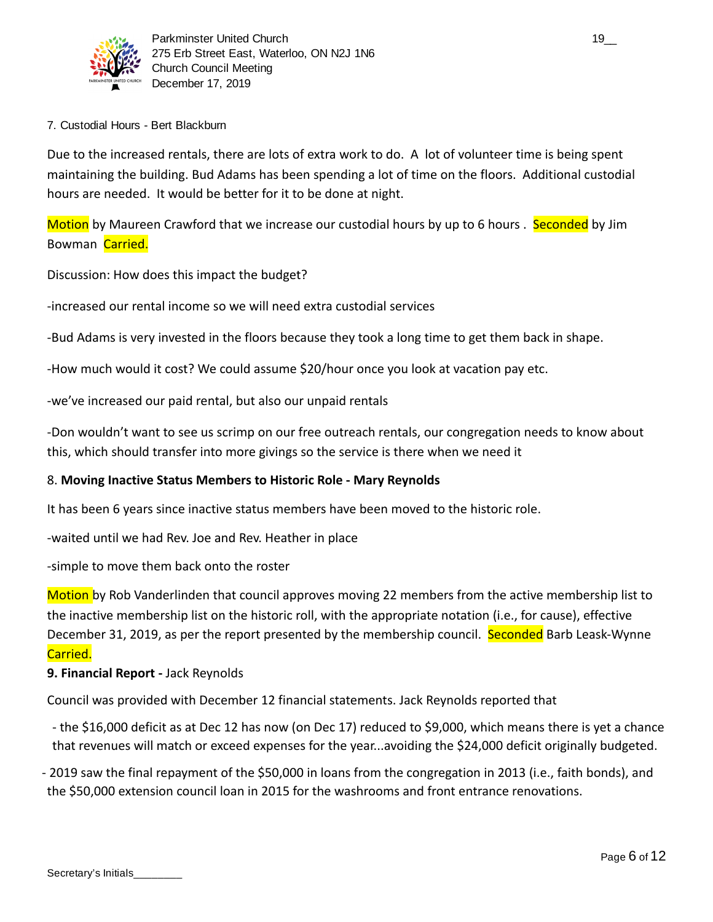7. Custodial Hours - Bert Blackburn

Due to the increased rentals, there are lots of extra work to do. A lot of volunteer time is being spent maintaining the building. Bud Adams has been spending a lot of time on the floors. Additional custodial hours are needed. It would be better for it to be done at night.

Motion by Maureen Crawford that we increase our custodial hours by up to 6 hours . Seconded by Jim Bowman Carried.

Discussion: How does this impact the budget?

-increased our rental income so we will need extra custodial services

-Bud Adams is very invested in the floors because they took a long time to get them back in shape.

-How much would it cost? We could assume $20/hour once you look at vacation pay etc.

-we've increased our paid rental, but also our unpaid rentals

-Don wouldn't want to see us scrimp on our free outreach rentals, our congregation needs to know about this, which should transfer into more givings so the service is there when we need it

8. **Moving Inactive Status Members to Historic Role - Mary Reynolds**

It has been 6 years since inactive status members have been moved to the historic role.

-waited until we had Rev. Joe and Rev. Heather in place

-simple to move them back onto the roster

Motion by Rob Vanderlinden that council approves moving 22 members from the active membership list to the inactive membership list on the historic roll, with the appropriate notation (i.e., for cause), effective December 31, 2019, as per the report presented by the membership council. Seconded Barb Leask-Wynne Carried.

**9. Financial Report -** Jack Reynolds

Council was provided with December 12 financial statements. Jack Reynolds reported that

- the $16,000 deficit as at Dec 12 has now (on Dec 17) reduced to $9,000, which means there is yet a chance that revenues will match or exceed expenses for the year...avoiding the $24,000 deficit originally budgeted.
- 2019 saw the final repayment of the $50,000 in loans from the congregation in 2013 (i.e., faith bonds), and the $50,000 extension council loan in 2015 for the washrooms and front entrance renovations.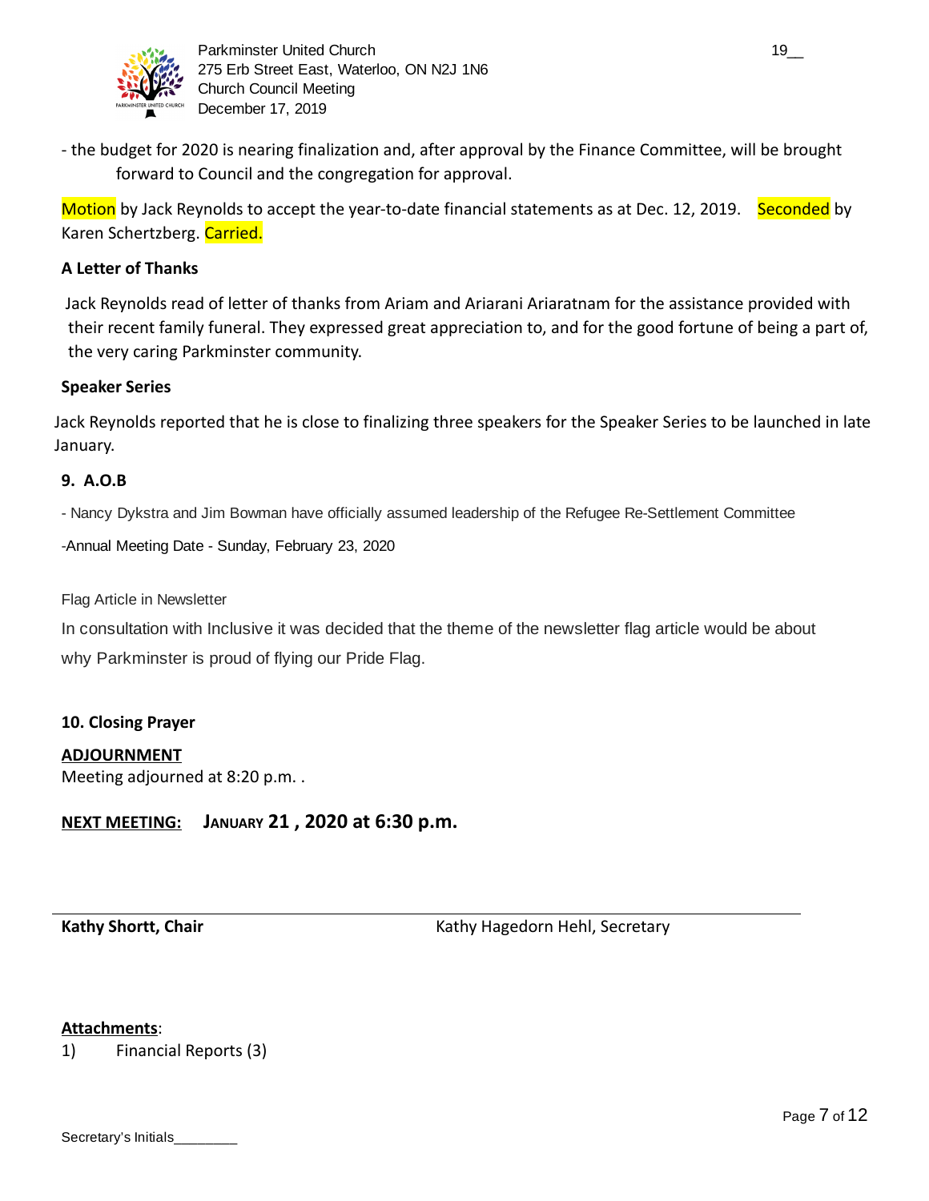- the budget for 2020 is nearing finalization and, after approval by the Finance Committee, will be brought forward to Council and the congregation for approval.

Motion by Jack Reynolds to accept the year-to-date financial statements as at Dec. 12, 2019. Seconded by Karen Schertzberg. Carried.

**A Letter of Thanks**

Jack Reynolds read of letter of thanks from Ariam and Ariarani Ariaratnam for the assistance provided with their recent family funeral. They expressed great appreciation to, and for the good fortune of being a part of, the very caring Parkminster community.

**Speaker Series**

Jack Reynolds reported that he is close to finalizing three speakers for the Speaker Series to be launched in late January.

**9. A.O.B**

- Nancy Dykstra and Jim Bowman have officially assumed leadership of the Refugee Re-Settlement Committee

-Annual Meeting Date - Sunday, February 23, 2020

Flag Article in Newsletter

In consultation with Inclusive it was decided that the theme of the newsletter flag article would be about why Parkminster is proud of flying our Pride Flag.

**10. Closing Prayer**

**ADJOURNMENT**

Meeting adjourned at 8:20 p.m. .

**NEXT MEETING: JANUARY 21 , 2020 at 6:30 p.m.**

**Kathy Shortt, Chair** Kathy Hagedorn Hehl, Secretary

**Attachments**:

1) Financial Reports (3)

Secretary's Initials________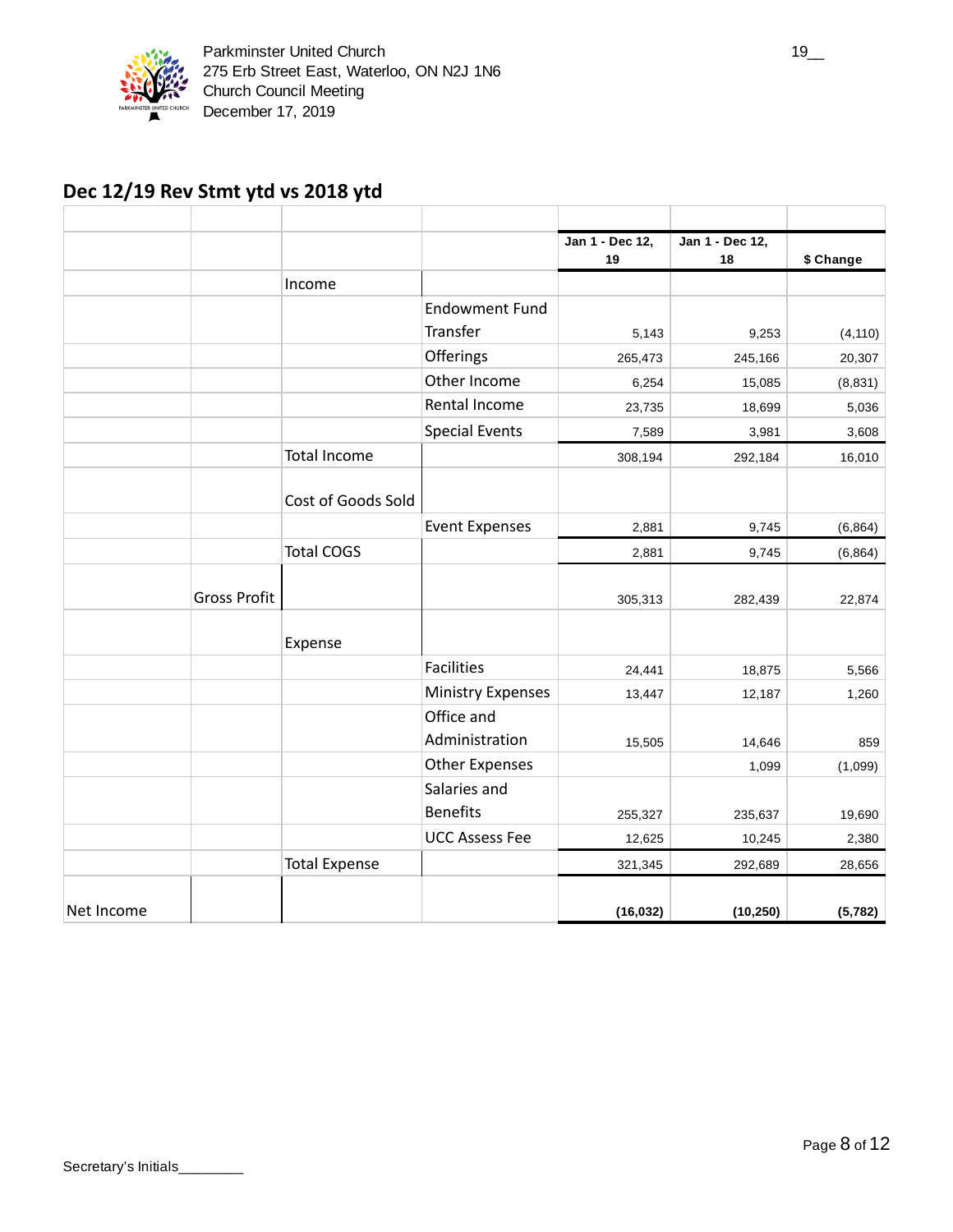## Dec 12/19 Rev Stmt ytd vs 2018 ytd

| | | | | Jan 1 - Dec 12, 19 | Jan 1 - Dec 12, 18 | $ Change |
|---|---|---|---|---|---|---|
| | | Income | | | | |
| | | | Endowment Fund Transfer | 5,143 | 9,253 | (4,110) |
| | | | Offerings | 265,473 | 245,166 | 20,307 |
| | | | Other Income | 6,254 | 15,085 | (8,831) |
| | | | Rental Income | 23,735 | 18,699 | 5,036 |
| | | | Special Events | 7,589 | 3,981 | 3,608 |
| | | Total Income | | 308,194 | 292,184 | 16,010 |
| | | Cost of Goods Sold | | | | |
| | | | Event Expenses | 2,881 | 9,745 | (6,864) |
| | | Total COGS | | 2,881 | 9,745 | (6,864) |
| | Gross Profit | | | 305,313 | 282,439 | 22,874 |
| | | Expense | | | | |
| | | | Facilities | 24,441 | 18,875 | 5,566 |
| | | | Ministry Expenses | 13,447 | 12,187 | 1,260 |
| | | | Office and Administration | 15,505 | 14,646 | 859 |
| | | | Other Expenses | | 1,099 | (1,099) |
| | | | Salaries and Benefits | 255,327 | 235,637 | 19,690 |
| | | | UCC Assess Fee | 12,625 | 10,245 | 2,380 |
| | | Total Expense | | 321,345 | 292,689 | 28,656 |
| Net Income | | | | **(16,032)** | **(10,250)** | **(5,782)** |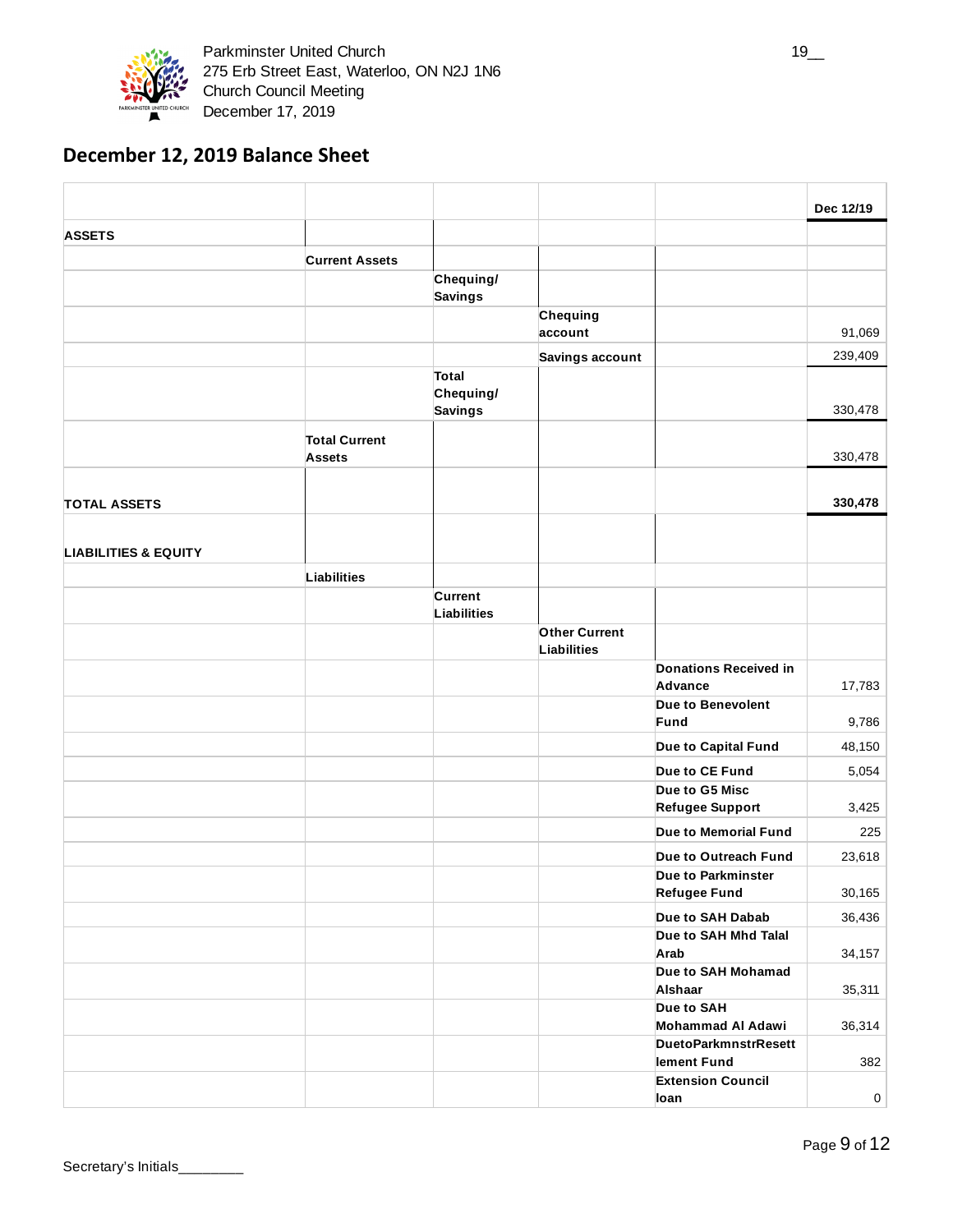Parkminster United Church
275 Erb Street East, Waterloo, ON N2J 1N6
Church Council Meeting
December 17, 2019

## December 12, 2019 Balance Sheet

| | | | | | Dec 12/19 |
|---|---|---|---|---|---|
| **ASSETS** | | | | | |
| | **Current Assets** | | | | |
| | | **Chequing/ Savings** | | | |
| | | | **Chequing account** | | 91,069 |
| | | | **Savings account** | | 239,409 |
| | | **Total Chequing/ Savings** | | | 330,478 |
| | **Total Current Assets** | | | | 330,478 |
| **TOTAL ASSETS** | | | | | **330,478** |
| **LIABILITIES & EQUITY** | | | | | |
| | **Liabilities** | | | | |
| | | **Current Liabilities** | | | |
| | | | **Other Current Liabilities** | | |
| | | | | **Donations Received in Advance** | 17,783 |
| | | | | **Due to Benevolent Fund** | 9,786 |
| | | | | **Due to Capital Fund** | 48,150 |
| | | | | **Due to CE Fund** | 5,054 |
| | | | | **Due to G5 Misc Refugee Support** | 3,425 |
| | | | | **Due to Memorial Fund** | 225 |
| | | | | **Due to Outreach Fund** | 23,618 |
| | | | | **Due to Parkminster Refugee Fund** | 30,165 |
| | | | | **Due to SAH Dabab** | 36,436 |
| | | | | **Due to SAH Mhd Talal Arab** | 34,157 |
| | | | | **Due to SAH Mohamad Alshaar** | 35,311 |
| | | | | **Due to SAH Mohammad Al Adawi** | 36,314 |
| | | | | **DuetoParkmnstrResettlement Fund** | 382 |
| | | | | **Extension Council loan** | 0 |

Secretary's Initials________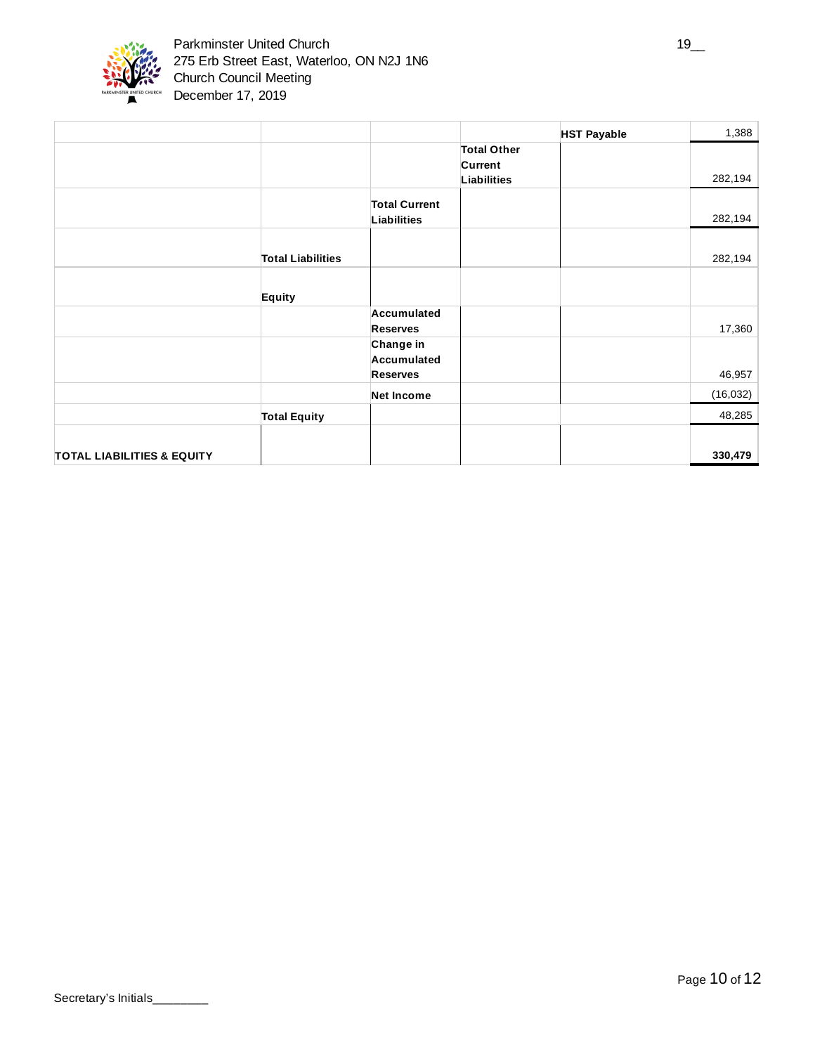|  |  |  |  | HST Payable | 1,388 |
|---|---|---|---|---|---|
|  |  |  | **Total Other Current Liabilities** |  | 282,194 |
|  |  | **Total Current Liabilities** |  |  | 282,194 |
|  | **Total Liabilities** |  |  |  | 282,194 |
|  | **Equity** |  |  |  |  |
|  |  | **Accumulated Reserves** |  |  | 17,360 |
|  |  | **Change in Accumulated Reserves** |  |  | 46,957 |
|  |  | **Net Income** |  |  | (16,032) |
|  | **Total Equity** |  |  |  | 48,285 |
| **TOTAL LIABILITIES & EQUITY** |  |  |  |  | **330,479** |

Secretary's Initials________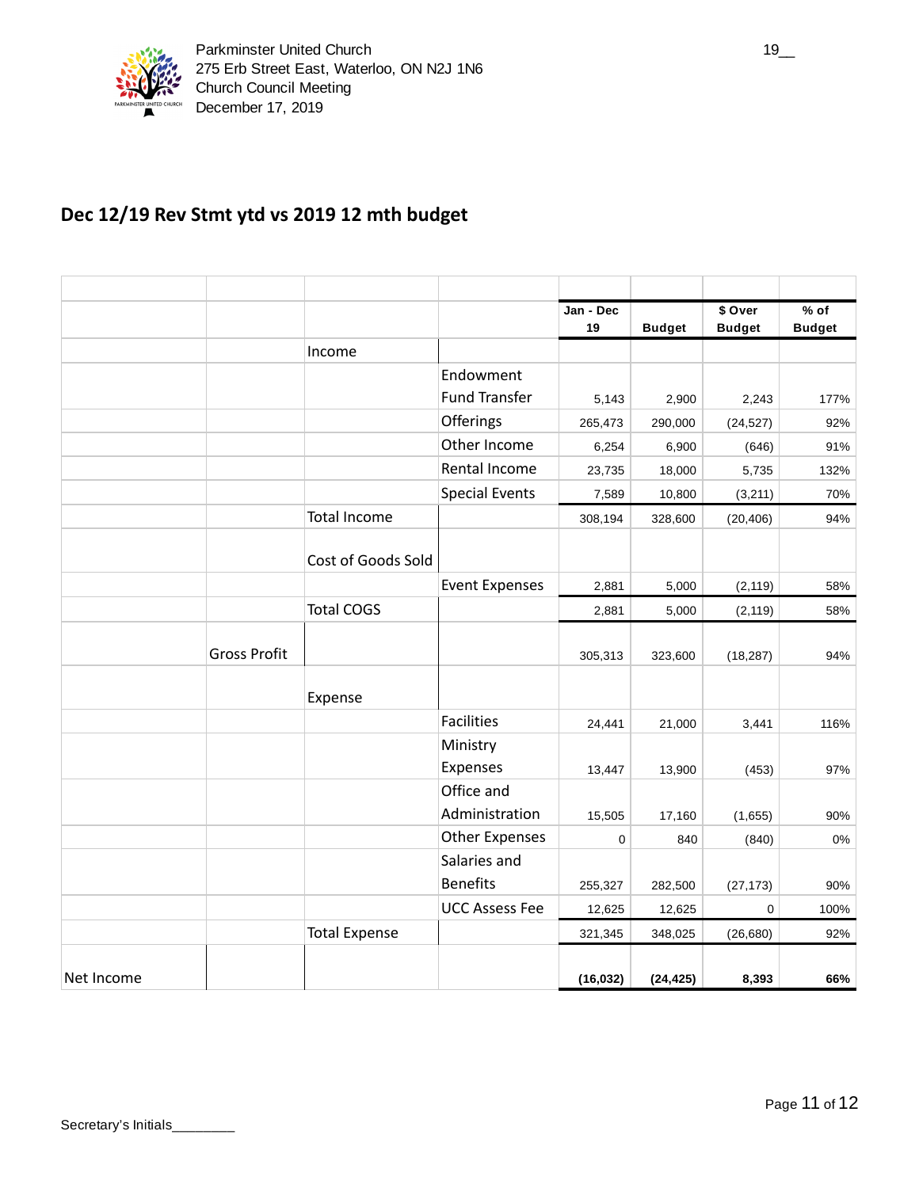Parkminster United Church
275 Erb Street East, Waterloo, ON N2J 1N6
Church Council Meeting
December 17, 2019

## Dec 12/19 Rev Stmt ytd vs 2019 12 mth budget

| | | | | Jan - Dec 19 | Budget | $ Over Budget | % of Budget |
|---|---|---|---|---|---|---|---|
| | | Income | | | | | |
| | | | Endowment Fund Transfer | 5,143 | 2,900 | 2,243 | 177% |
| | | | Offerings | 265,473 | 290,000 | (24,527) | 92% |
| | | | Other Income | 6,254 | 6,900 | (646) | 91% |
| | | | Rental Income | 23,735 | 18,000 | 5,735 | 132% |
| | | | Special Events | 7,589 | 10,800 | (3,211) | 70% |
| | | Total Income | | 308,194 | 328,600 | (20,406) | 94% |
| | | Cost of Goods Sold | | | | | |
| | | | Event Expenses | 2,881 | 5,000 | (2,119) | 58% |
| | | Total COGS | | 2,881 | 5,000 | (2,119) | 58% |
| | Gross Profit | | | 305,313 | 323,600 | (18,287) | 94% |
| | | Expense | | | | | |
| | | | Facilities | 24,441 | 21,000 | 3,441 | 116% |
| | | | Ministry Expenses | 13,447 | 13,900 | (453) | 97% |
| | | | Office and Administration | 15,505 | 17,160 | (1,655) | 90% |
| | | | Other Expenses | 0 | 840 | (840) | 0% |
| | | | Salaries and Benefits | 255,327 | 282,500 | (27,173) | 90% |
| | | | UCC Assess Fee | 12,625 | 12,625 | 0 | 100% |
| | | Total Expense | | 321,345 | 348,025 | (26,680) | 92% |
| Net Income | | | | **(16,032)** | **(24,425)** | **8,393** | **66%** |

Secretary's Initials________